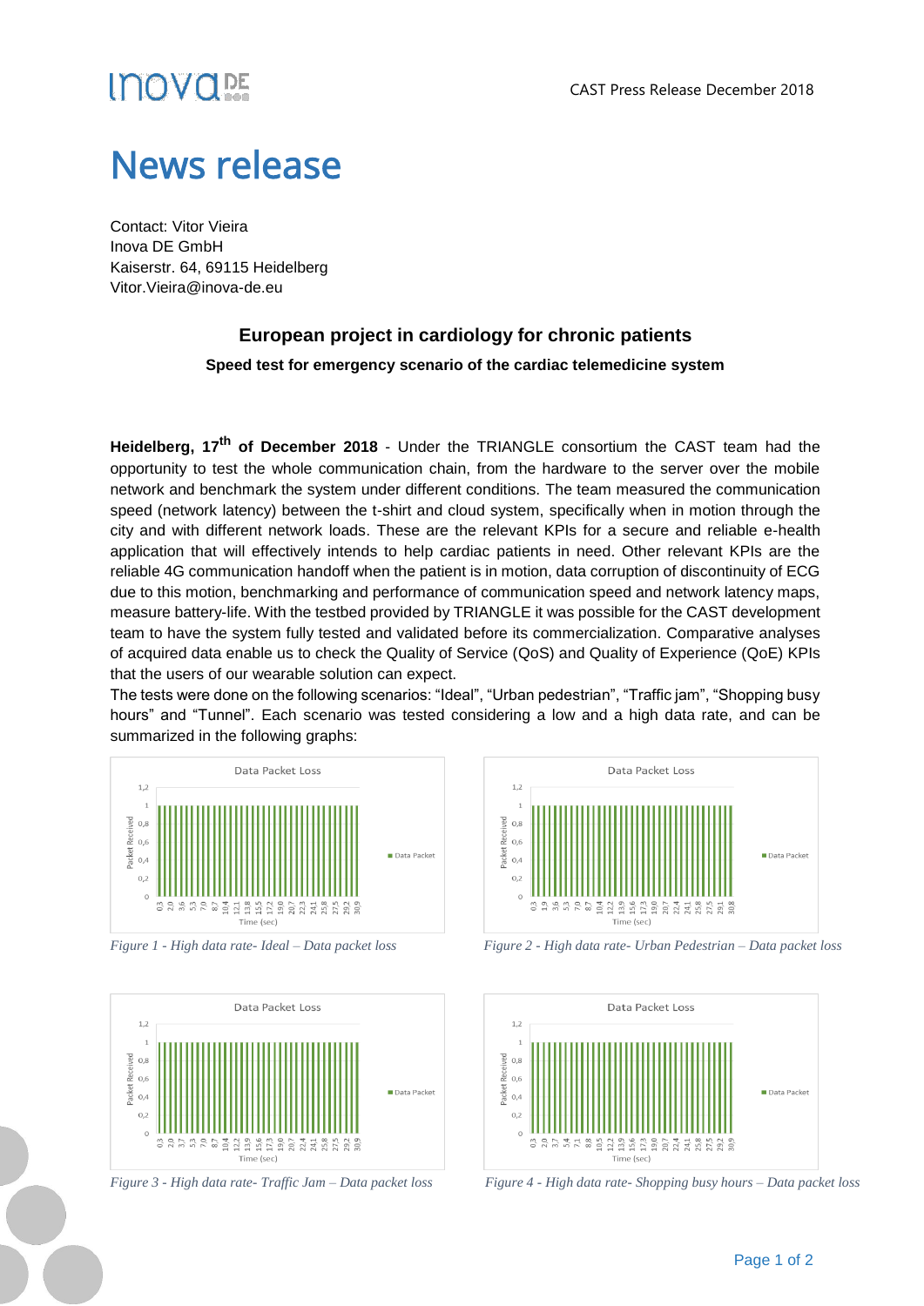CAST Press Release December 2018

# News release

Contact: Vitor Vieira
Inova DE GmbH
Kaiserstr. 64, 69115 Heidelberg
Vitor.Vieira@inova-de.eu

## European project in cardiology for chronic patients

### Speed test for emergency scenario of the cardiac telemedicine system

**Heidelberg, 17th of December 2018** - Under the TRIANGLE consortium the CAST team had the opportunity to test the whole communication chain, from the hardware to the server over the mobile network and benchmark the system under different conditions. The team measured the communication speed (network latency) between the t-shirt and cloud system, specifically when in motion through the city and with different network loads. These are the relevant KPIs for a secure and reliable e-health application that will effectively intends to help cardiac patients in need. Other relevant KPIs are the reliable 4G communication handoff when the patient is in motion, data corruption of discontinuity of ECG due to this motion, benchmarking and performance of communication speed and network latency maps, measure battery-life. With the testbed provided by TRIANGLE it was possible for the CAST development team to have the system fully tested and validated before its commercialization. Comparative analyses of acquired data enable us to check the Quality of Service (QoS) and Quality of Experience (QoE) KPIs that the users of our wearable solution can expect.

The tests were done on the following scenarios: "Ideal", "Urban pedestrian", "Traffic jam", "Shopping busy hours" and "Tunnel". Each scenario was tested considering a low and a high data rate, and can be summarized in the following graphs:

*Figure 1 - High data rate- Ideal – Data packet loss*

*Figure 2 - High data rate- Urban Pedestrian – Data packet loss*

*Figure 3 - High data rate- Traffic Jam – Data packet loss*

*Figure 4 - High data rate- Shopping busy hours – Data packet loss*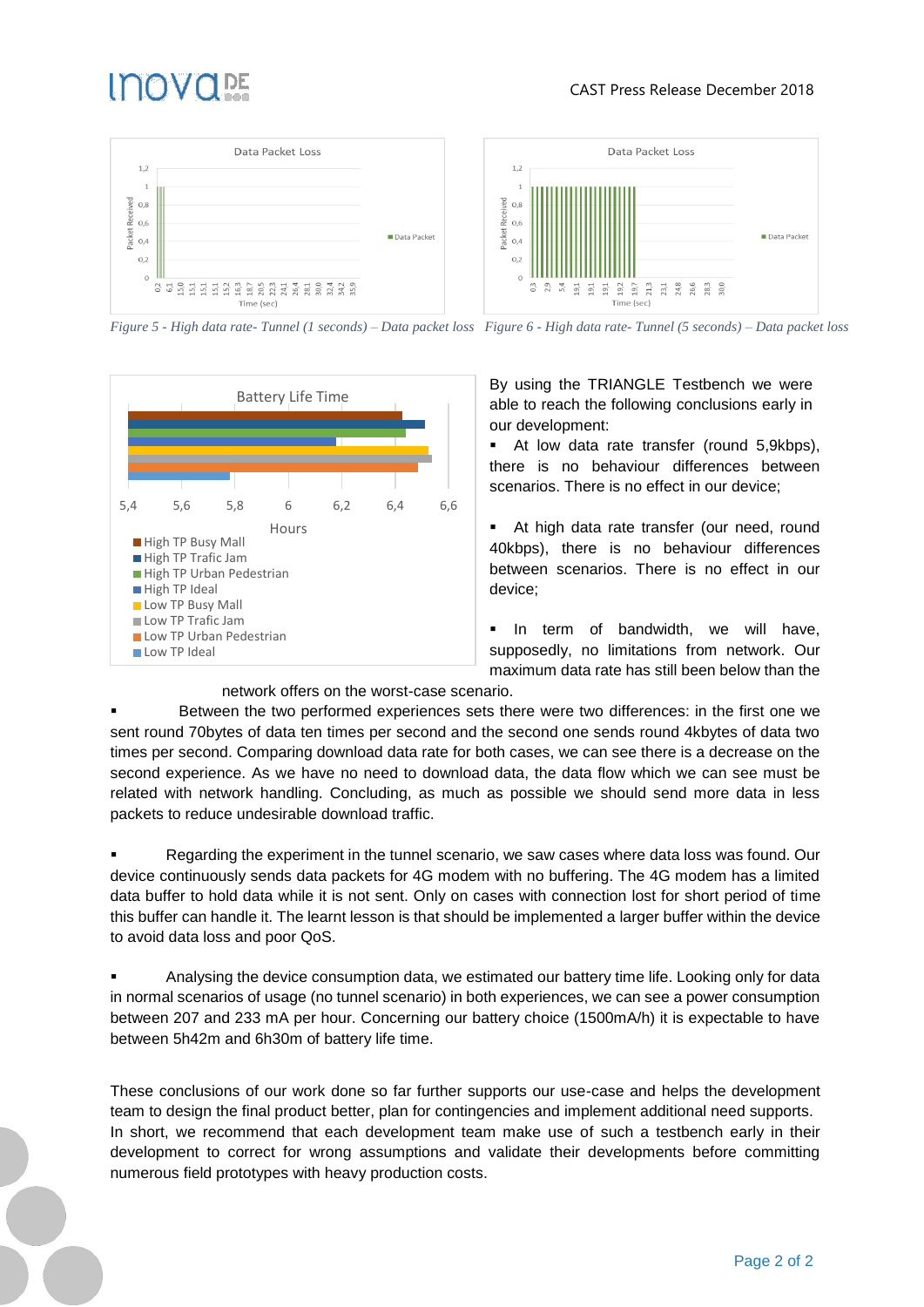Data Packet Loss

Packet Received

1,2
1
0,8
0,6
0,4
0,2
0

0,2 6,1 15,0 15,1 15,1 15,1 15,2 16,3 18,7 20,5 22,3 24,1 26,4 28,1 30,0 32,4 34,2 35,9

Time (sec)

Data Packet

*Figure 5 - High data rate- Tunnel (1 seconds) – Data packet loss*

Data Packet Loss

Packet Received

1,2
1
0,8
0,6
0,4
0,2
0

0,3 2,9 5,4 19,1 19,1 19,1 19,2 19,7 21,3 23,1 24,8 26,6 28,3 30,0

Time (sec)

Data Packet

*Figure 6 - High data rate- Tunnel (5 seconds) – Data packet loss*

Battery Life Time

5,4 5,6 5,8 6 6,2 6,4 6,6

Hours

High TP Busy Mall
High TP Trafic Jam
High TP Urban Pedestrian
High TP Ideal
Low TP Busy Mall
Low TP Trafic Jam
Low TP Urban Pedestrian
Low TP Ideal

By using the TRIANGLE Testbench we were able to reach the following conclusions early in our development:

- At low data rate transfer (round 5,9kbps), there is no behaviour differences between scenarios. There is no effect in our device;

- At high data rate transfer (our need, round 40kbps), there is no behaviour differences between scenarios. There is no effect in our device;

- In term of bandwidth, we will have, supposedly, no limitations from network. Our maximum data rate has still been below than the network offers on the worst-case scenario.

- Between the two performed experiences sets there were two differences: in the first one we sent round 70bytes of data ten times per second and the second one sends round 4kbytes of data two times per second. Comparing download data rate for both cases, we can see there is a decrease on the second experience. As we have no need to download data, the data flow which we can see must be related with network handling. Concluding, as much as possible we should send more data in less packets to reduce undesirable download traffic.

- Regarding the experiment in the tunnel scenario, we saw cases where data loss was found. Our device continuously sends data packets for 4G modem with no buffering. The 4G modem has a limited data buffer to hold data while it is not sent. Only on cases with connection lost for short period of time this buffer can handle it. The learnt lesson is that should be implemented a larger buffer within the device to avoid data loss and poor QoS.

- Analysing the device consumption data, we estimated our battery time life. Looking only for data in normal scenarios of usage (no tunnel scenario) in both experiences, we can see a power consumption between 207 and 233 mA per hour. Concerning our battery choice (1500mA/h) it is expectable to have between 5h42m and 6h30m of battery life time.

These conclusions of our work done so far further supports our use-case and helps the development team to design the final product better, plan for contingencies and implement additional need supports. In short, we recommend that each development team make use of such a testbench early in their development to correct for wrong assumptions and validate their developments before committing numerous field prototypes with heavy production costs.